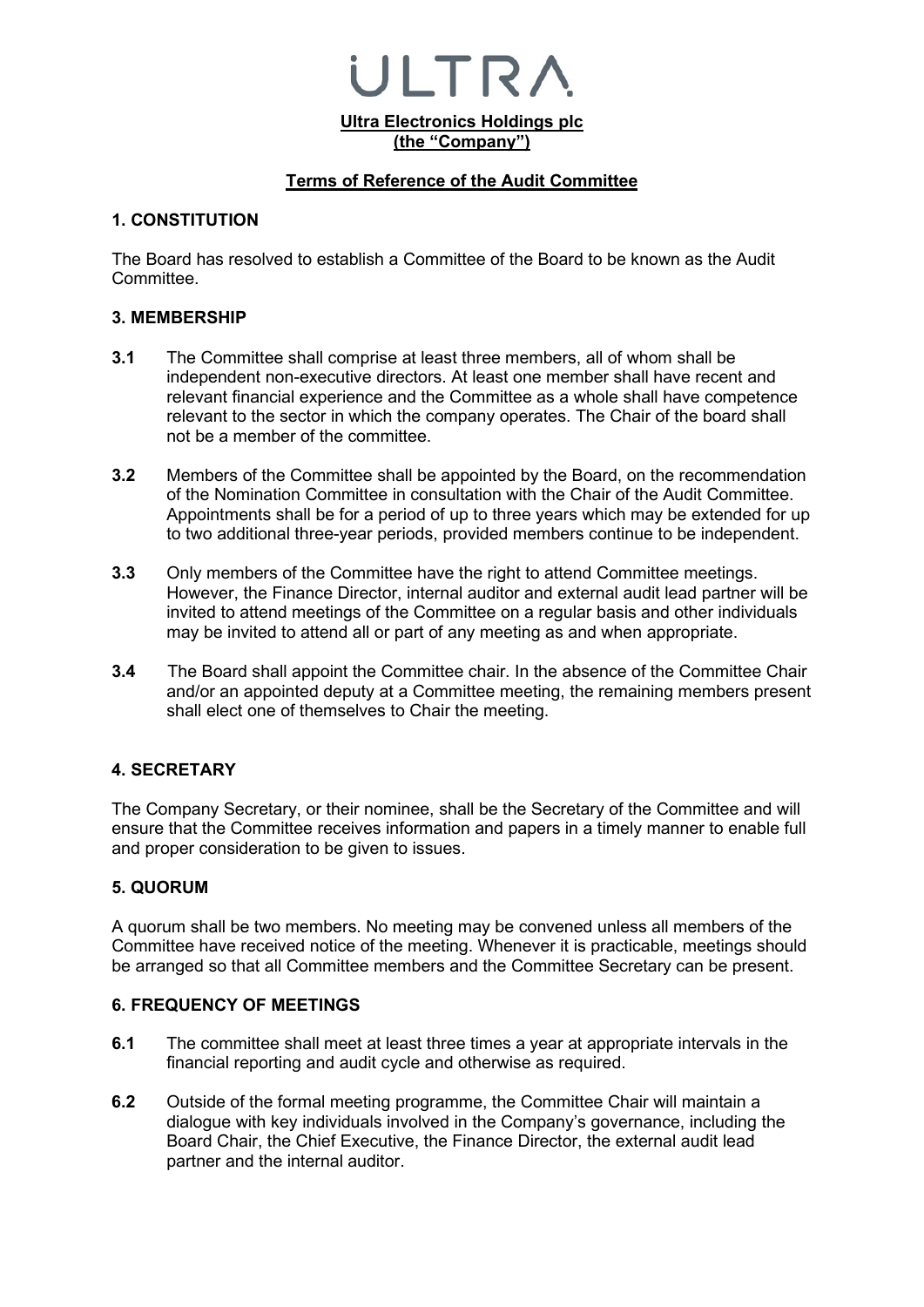ULTRA

**Ultra Electronics Holdings plc**
**(the "Company")**

## Terms of Reference of the Audit Committee

### 1. CONSTITUTION

The Board has resolved to establish a Committee of the Board to be known as the Audit Committee.

### 3. MEMBERSHIP

**3.1** The Committee shall comprise at least three members, all of whom shall be independent non-executive directors. At least one member shall have recent and relevant financial experience and the Committee as a whole shall have competence relevant to the sector in which the company operates. The Chair of the board shall not be a member of the committee.

**3.2** Members of the Committee shall be appointed by the Board, on the recommendation of the Nomination Committee in consultation with the Chair of the Audit Committee. Appointments shall be for a period of up to three years which may be extended for up to two additional three-year periods, provided members continue to be independent.

**3.3** Only members of the Committee have the right to attend Committee meetings. However, the Finance Director, internal auditor and external audit lead partner will be invited to attend meetings of the Committee on a regular basis and other individuals may be invited to attend all or part of any meeting as and when appropriate.

**3.4** The Board shall appoint the Committee chair. In the absence of the Committee Chair and/or an appointed deputy at a Committee meeting, the remaining members present shall elect one of themselves to Chair the meeting.

### 4. SECRETARY

The Company Secretary, or their nominee, shall be the Secretary of the Committee and will ensure that the Committee receives information and papers in a timely manner to enable full and proper consideration to be given to issues.

### 5. QUORUM

A quorum shall be two members. No meeting may be convened unless all members of the Committee have received notice of the meeting. Whenever it is practicable, meetings should be arranged so that all Committee members and the Committee Secretary can be present.

### 6. FREQUENCY OF MEETINGS

**6.1** The committee shall meet at least three times a year at appropriate intervals in the financial reporting and audit cycle and otherwise as required.

**6.2** Outside of the formal meeting programme, the Committee Chair will maintain a dialogue with key individuals involved in the Company's governance, including the Board Chair, the Chief Executive, the Finance Director, the external audit lead partner and the internal auditor.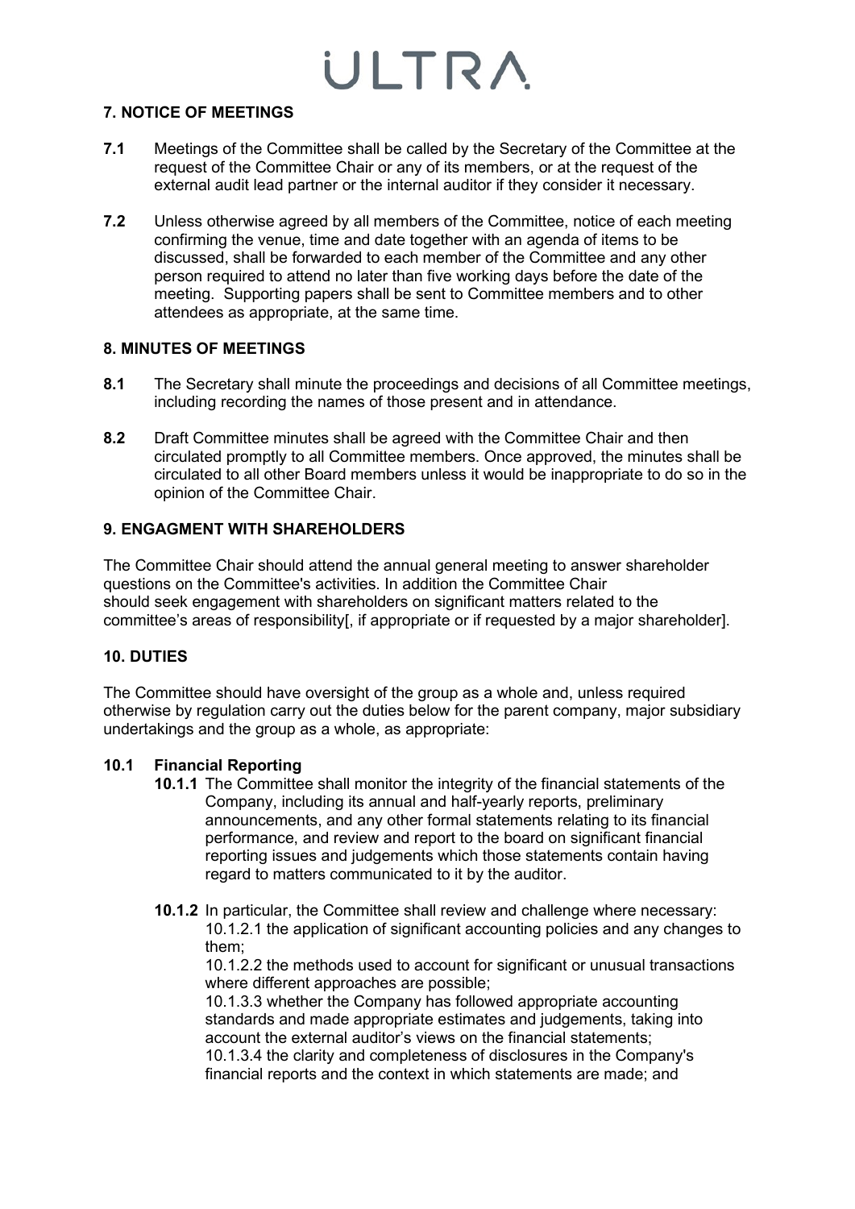## 7. NOTICE OF MEETINGS

**7.1** Meetings of the Committee shall be called by the Secretary of the Committee at the request of the Committee Chair or any of its members, or at the request of the external audit lead partner or the internal auditor if they consider it necessary.

**7.2** Unless otherwise agreed by all members of the Committee, notice of each meeting confirming the venue, time and date together with an agenda of items to be discussed, shall be forwarded to each member of the Committee and any other person required to attend no later than five working days before the date of the meeting. Supporting papers shall be sent to Committee members and to other attendees as appropriate, at the same time.

## 8. MINUTES OF MEETINGS

**8.1** The Secretary shall minute the proceedings and decisions of all Committee meetings, including recording the names of those present and in attendance.

**8.2** Draft Committee minutes shall be agreed with the Committee Chair and then circulated promptly to all Committee members. Once approved, the minutes shall be circulated to all other Board members unless it would be inappropriate to do so in the opinion of the Committee Chair.

## 9. ENGAGMENT WITH SHAREHOLDERS

The Committee Chair should attend the annual general meeting to answer shareholder questions on the Committee's activities. In addition the Committee Chair should seek engagement with shareholders on significant matters related to the committee's areas of responsibility[, if appropriate or if requested by a major shareholder].

## 10. DUTIES

The Committee should have oversight of the group as a whole and, unless required otherwise by regulation carry out the duties below for the parent company, major subsidiary undertakings and the group as a whole, as appropriate:

### 10.1 Financial Reporting

**10.1.1** The Committee shall monitor the integrity of the financial statements of the Company, including its annual and half-yearly reports, preliminary announcements, and any other formal statements relating to its financial performance, and review and report to the board on significant financial reporting issues and judgements which those statements contain having regard to matters communicated to it by the auditor.

**10.1.2** In particular, the Committee shall review and challenge where necessary:

10.1.2.1 the application of significant accounting policies and any changes to them;

10.1.2.2 the methods used to account for significant or unusual transactions where different approaches are possible;

10.1.3.3 whether the Company has followed appropriate accounting standards and made appropriate estimates and judgements, taking into account the external auditor's views on the financial statements;

10.1.3.4 the clarity and completeness of disclosures in the Company's financial reports and the context in which statements are made; and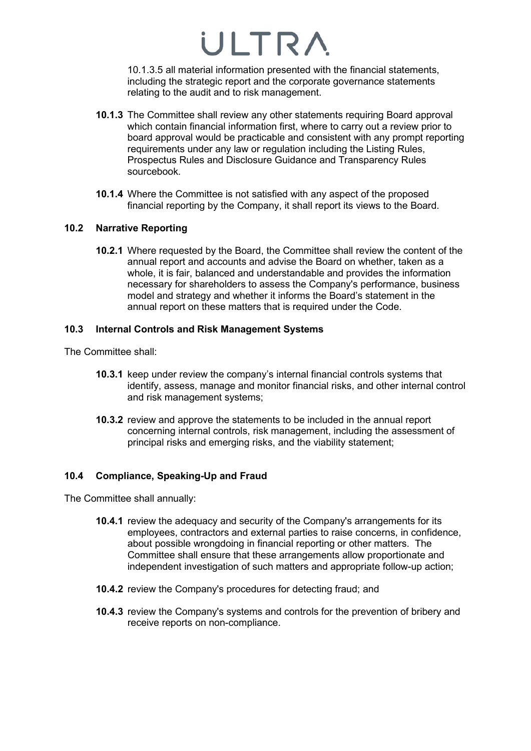10.1.3.5 all material information presented with the financial statements, including the strategic report and the corporate governance statements relating to the audit and to risk management.

**10.1.3** The Committee shall review any other statements requiring Board approval which contain financial information first, where to carry out a review prior to board approval would be practicable and consistent with any prompt reporting requirements under any law or regulation including the Listing Rules, Prospectus Rules and Disclosure Guidance and Transparency Rules sourcebook.

**10.1.4** Where the Committee is not satisfied with any aspect of the proposed financial reporting by the Company, it shall report its views to the Board.

### 10.2 Narrative Reporting

**10.2.1** Where requested by the Board, the Committee shall review the content of the annual report and accounts and advise the Board on whether, taken as a whole, it is fair, balanced and understandable and provides the information necessary for shareholders to assess the Company's performance, business model and strategy and whether it informs the Board's statement in the annual report on these matters that is required under the Code.

### 10.3 Internal Controls and Risk Management Systems

The Committee shall:

**10.3.1** keep under review the company's internal financial controls systems that identify, assess, manage and monitor financial risks, and other internal control and risk management systems;

**10.3.2** review and approve the statements to be included in the annual report concerning internal controls, risk management, including the assessment of principal risks and emerging risks, and the viability statement;

### 10.4 Compliance, Speaking-Up and Fraud

The Committee shall annually:

**10.4.1** review the adequacy and security of the Company's arrangements for its employees, contractors and external parties to raise concerns, in confidence, about possible wrongdoing in financial reporting or other matters. The Committee shall ensure that these arrangements allow proportionate and independent investigation of such matters and appropriate follow-up action;

**10.4.2** review the Company's procedures for detecting fraud; and

**10.4.3** review the Company's systems and controls for the prevention of bribery and receive reports on non-compliance.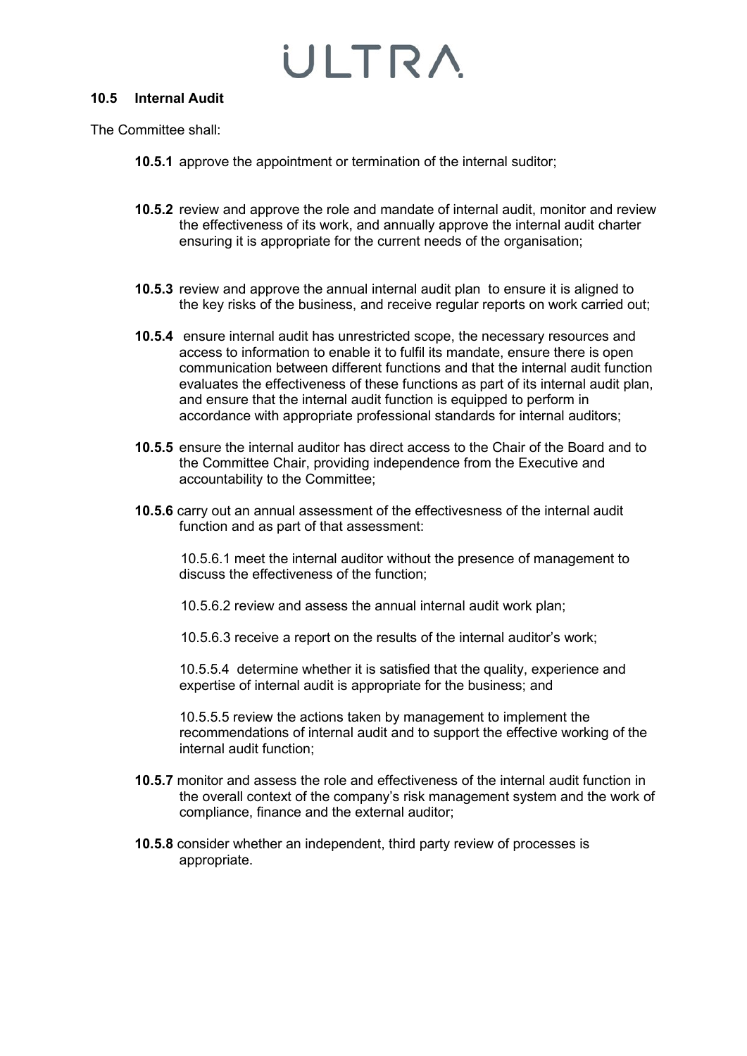**10.5 Internal Audit**

The Committee shall:

**10.5.1** approve the appointment or termination of the internal suditor;

**10.5.2** review and approve the role and mandate of internal audit, monitor and review the effectiveness of its work, and annually approve the internal audit charter ensuring it is appropriate for the current needs of the organisation;

**10.5.3** review and approve the annual internal audit plan to ensure it is aligned to the key risks of the business, and receive regular reports on work carried out;

**10.5.4** ensure internal audit has unrestricted scope, the necessary resources and access to information to enable it to fulfil its mandate, ensure there is open communication between different functions and that the internal audit function evaluates the effectiveness of these functions as part of its internal audit plan, and ensure that the internal audit function is equipped to perform in accordance with appropriate professional standards for internal auditors;

**10.5.5** ensure the internal auditor has direct access to the Chair of the Board and to the Committee Chair, providing independence from the Executive and accountability to the Committee;

**10.5.6** carry out an annual assessment of the effectivesness of the internal audit function and as part of that assessment:

10.5.6.1 meet the internal auditor without the presence of management to discuss the effectiveness of the function;

10.5.6.2 review and assess the annual internal audit work plan;

10.5.6.3 receive a report on the results of the internal auditor's work;

10.5.5.4 determine whether it is satisfied that the quality, experience and expertise of internal audit is appropriate for the business; and

10.5.5.5 review the actions taken by management to implement the recommendations of internal audit and to support the effective working of the internal audit function;

**10.5.7** monitor and assess the role and effectiveness of the internal audit function in the overall context of the company's risk management system and the work of compliance, finance and the external auditor;

**10.5.8** consider whether an independent, third party review of processes is appropriate.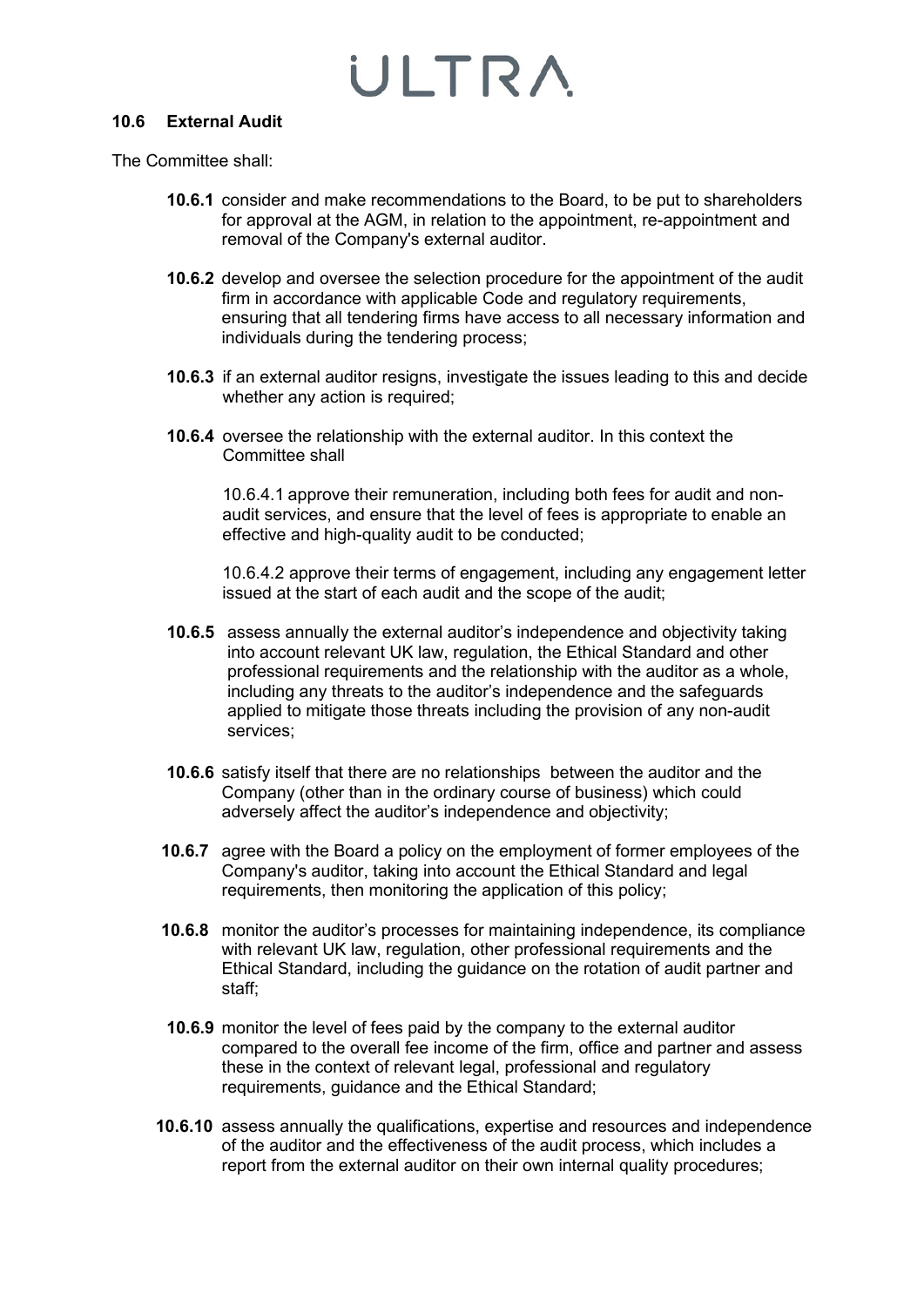### 10.6 External Audit

The Committee shall:

**10.6.1** consider and make recommendations to the Board, to be put to shareholders for approval at the AGM, in relation to the appointment, re-appointment and removal of the Company's external auditor.

**10.6.2** develop and oversee the selection procedure for the appointment of the audit firm in accordance with applicable Code and regulatory requirements, ensuring that all tendering firms have access to all necessary information and individuals during the tendering process;

**10.6.3** if an external auditor resigns, investigate the issues leading to this and decide whether any action is required;

**10.6.4** oversee the relationship with the external auditor. In this context the Committee shall

10.6.4.1 approve their remuneration, including both fees for audit and non-audit services, and ensure that the level of fees is appropriate to enable an effective and high-quality audit to be conducted;

10.6.4.2 approve their terms of engagement, including any engagement letter issued at the start of each audit and the scope of the audit;

**10.6.5** assess annually the external auditor's independence and objectivity taking into account relevant UK law, regulation, the Ethical Standard and other professional requirements and the relationship with the auditor as a whole, including any threats to the auditor's independence and the safeguards applied to mitigate those threats including the provision of any non-audit services;

**10.6.6** satisfy itself that there are no relationships between the auditor and the Company (other than in the ordinary course of business) which could adversely affect the auditor's independence and objectivity;

**10.6.7** agree with the Board a policy on the employment of former employees of the Company's auditor, taking into account the Ethical Standard and legal requirements, then monitoring the application of this policy;

**10.6.8** monitor the auditor's processes for maintaining independence, its compliance with relevant UK law, regulation, other professional requirements and the Ethical Standard, including the guidance on the rotation of audit partner and staff;

**10.6.9** monitor the level of fees paid by the company to the external auditor compared to the overall fee income of the firm, office and partner and assess these in the context of relevant legal, professional and regulatory requirements, guidance and the Ethical Standard;

**10.6.10** assess annually the qualifications, expertise and resources and independence of the auditor and the effectiveness of the audit process, which includes a report from the external auditor on their own internal quality procedures;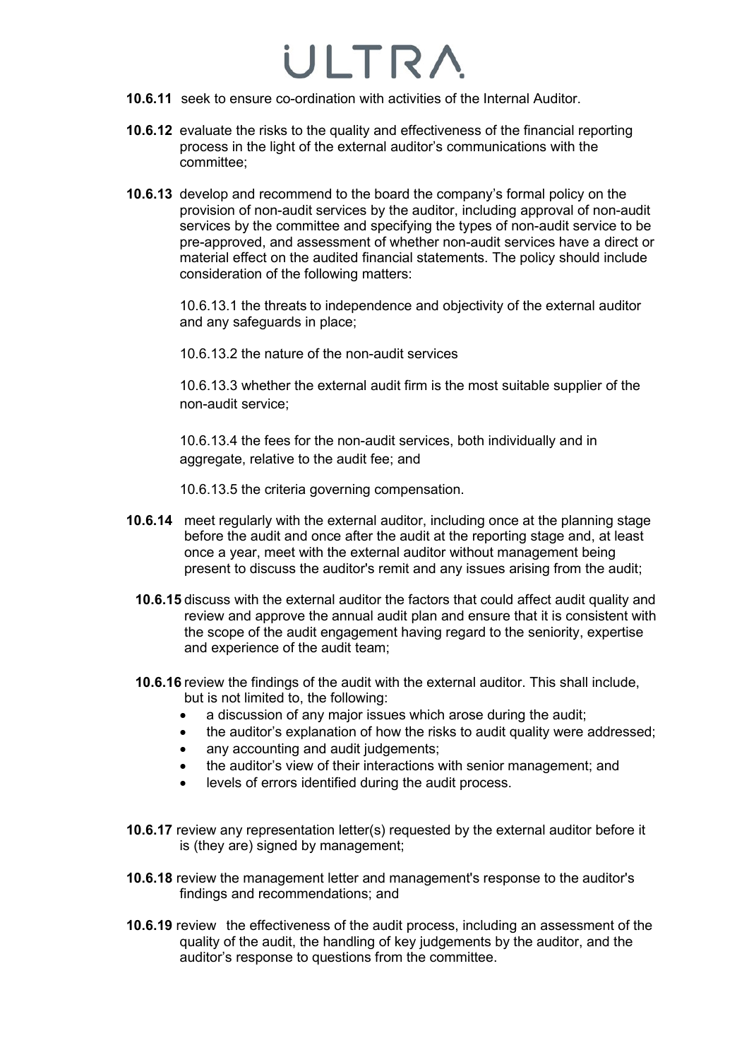**10.6.11** seek to ensure co-ordination with activities of the Internal Auditor.

**10.6.12** evaluate the risks to the quality and effectiveness of the financial reporting process in the light of the external auditor's communications with the committee;

**10.6.13** develop and recommend to the board the company's formal policy on the provision of non-audit services by the auditor, including approval of non-audit services by the committee and specifying the types of non-audit service to be pre-approved, and assessment of whether non-audit services have a direct or material effect on the audited financial statements. The policy should include consideration of the following matters:

10.6.13.1 the threats to independence and objectivity of the external auditor and any safeguards in place;

10.6.13.2 the nature of the non-audit services

10.6.13.3 whether the external audit firm is the most suitable supplier of the non-audit service;

10.6.13.4 the fees for the non-audit services, both individually and in aggregate, relative to the audit fee; and

10.6.13.5 the criteria governing compensation.

**10.6.14** meet regularly with the external auditor, including once at the planning stage before the audit and once after the audit at the reporting stage and, at least once a year, meet with the external auditor without management being present to discuss the auditor's remit and any issues arising from the audit;

**10.6.15** discuss with the external auditor the factors that could affect audit quality and review and approve the annual audit plan and ensure that it is consistent with the scope of the audit engagement having regard to the seniority, expertise and experience of the audit team;

**10.6.16** review the findings of the audit with the external auditor. This shall include, but is not limited to, the following:

- a discussion of any major issues which arose during the audit;
- the auditor's explanation of how the risks to audit quality were addressed;
- any accounting and audit judgements;
- the auditor's view of their interactions with senior management; and
- levels of errors identified during the audit process.

**10.6.17** review any representation letter(s) requested by the external auditor before it is (they are) signed by management;

**10.6.18** review the management letter and management's response to the auditor's findings and recommendations; and

**10.6.19** review the effectiveness of the audit process, including an assessment of the quality of the audit, the handling of key judgements by the auditor, and the auditor's response to questions from the committee.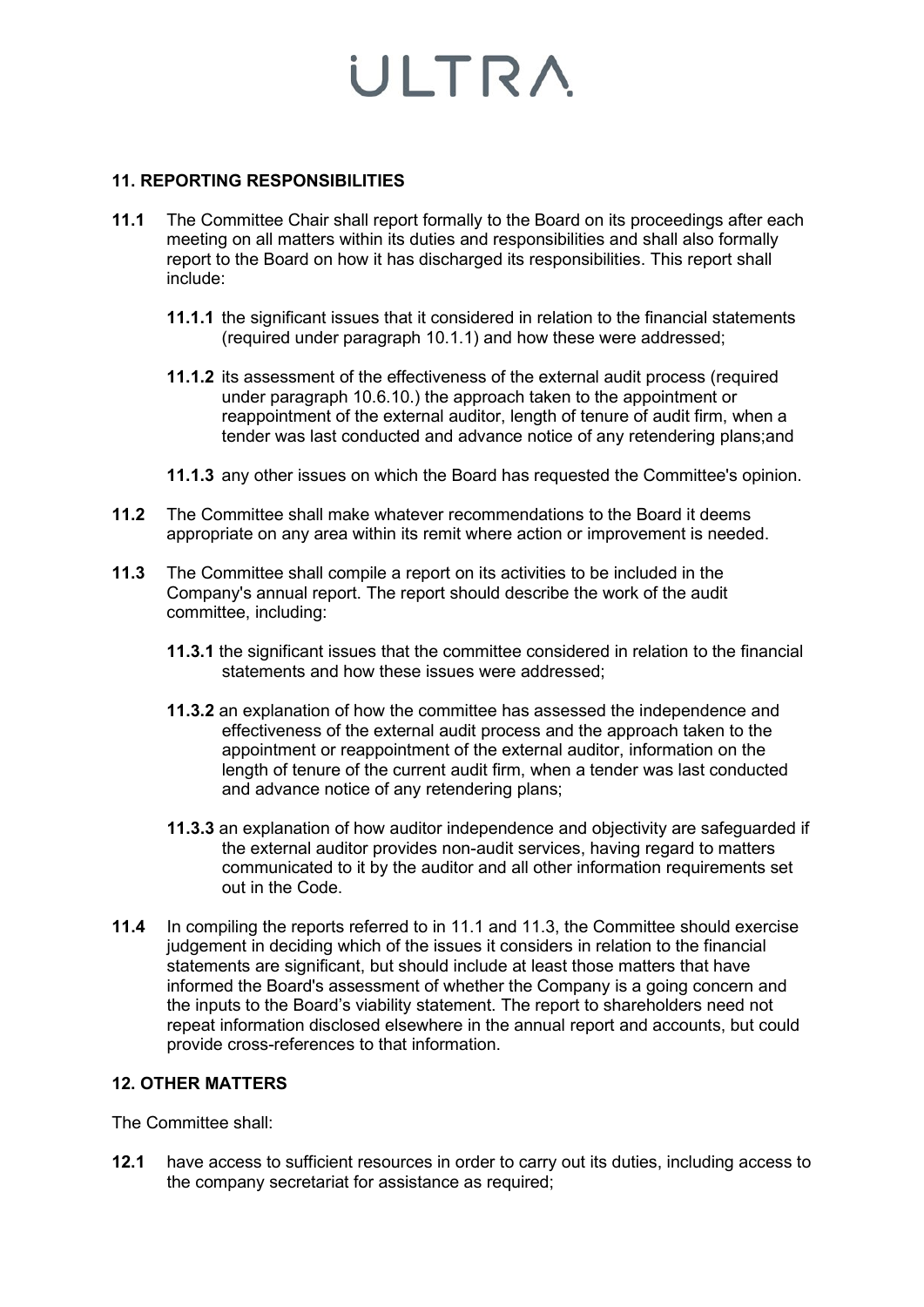## 11. REPORTING RESPONSIBILITIES

**11.1** The Committee Chair shall report formally to the Board on its proceedings after each meeting on all matters within its duties and responsibilities and shall also formally report to the Board on how it has discharged its responsibilities. This report shall include:

**11.1.1** the significant issues that it considered in relation to the financial statements (required under paragraph 10.1.1) and how these were addressed;

**11.1.2** its assessment of the effectiveness of the external audit process (required under paragraph 10.6.10.) the approach taken to the appointment or reappointment of the external auditor, length of tenure of audit firm, when a tender was last conducted and advance notice of any retendering plans;and

**11.1.3** any other issues on which the Board has requested the Committee's opinion.

**11.2** The Committee shall make whatever recommendations to the Board it deems appropriate on any area within its remit where action or improvement is needed.

**11.3** The Committee shall compile a report on its activities to be included in the Company's annual report. The report should describe the work of the audit committee, including:

**11.3.1** the significant issues that the committee considered in relation to the financial statements and how these issues were addressed;

**11.3.2** an explanation of how the committee has assessed the independence and effectiveness of the external audit process and the approach taken to the appointment or reappointment of the external auditor, information on the length of tenure of the current audit firm, when a tender was last conducted and advance notice of any retendering plans;

**11.3.3** an explanation of how auditor independence and objectivity are safeguarded if the external auditor provides non-audit services, having regard to matters communicated to it by the auditor and all other information requirements set out in the Code.

**11.4** In compiling the reports referred to in 11.1 and 11.3, the Committee should exercise judgement in deciding which of the issues it considers in relation to the financial statements are significant, but should include at least those matters that have informed the Board's assessment of whether the Company is a going concern and the inputs to the Board's viability statement. The report to shareholders need not repeat information disclosed elsewhere in the annual report and accounts, but could provide cross-references to that information.

## 12. OTHER MATTERS

The Committee shall:

**12.1** have access to sufficient resources in order to carry out its duties, including access to the company secretariat for assistance as required;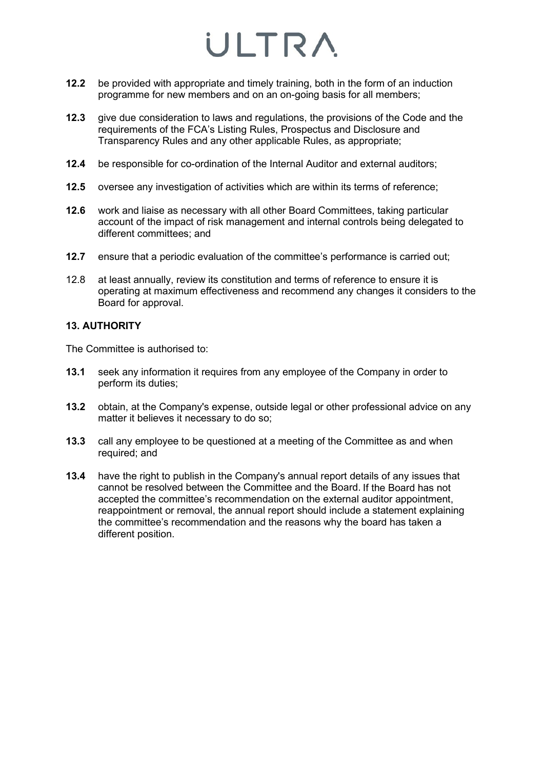**12.2** be provided with appropriate and timely training, both in the form of an induction programme for new members and on an on-going basis for all members;

**12.3** give due consideration to laws and regulations, the provisions of the Code and the requirements of the FCA's Listing Rules, Prospectus and Disclosure and Transparency Rules and any other applicable Rules, as appropriate;

**12.4** be responsible for co-ordination of the Internal Auditor and external auditors;

**12.5** oversee any investigation of activities which are within its terms of reference;

**12.6** work and liaise as necessary with all other Board Committees, taking particular account of the impact of risk management and internal controls being delegated to different committees; and

**12.7** ensure that a periodic evaluation of the committee's performance is carried out;

12.8 at least annually, review its constitution and terms of reference to ensure it is operating at maximum effectiveness and recommend any changes it considers to the Board for approval.

**13. AUTHORITY**

The Committee is authorised to:

**13.1** seek any information it requires from any employee of the Company in order to perform its duties;

**13.2** obtain, at the Company's expense, outside legal or other professional advice on any matter it believes it necessary to do so;

**13.3** call any employee to be questioned at a meeting of the Committee as and when required; and

**13.4** have the right to publish in the Company's annual report details of any issues that cannot be resolved between the Committee and the Board. If the Board has not accepted the committee's recommendation on the external auditor appointment, reappointment or removal, the annual report should include a statement explaining the committee's recommendation and the reasons why the board has taken a different position.